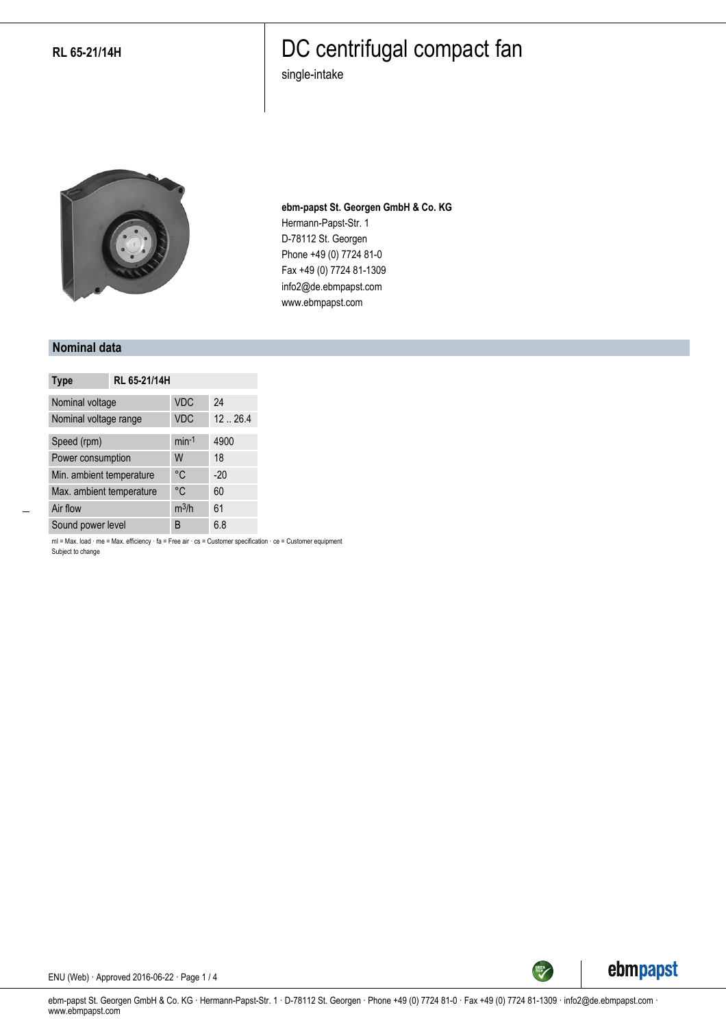RL 65-21/14H

# DC centrifugal compact fan

single-intake

**ebm-papst St. Georgen GmbH & Co. KG**
Hermann-Papst-Str. 1
D-78112 St. Georgen
Phone +49 (0) 7724 81-0
Fax +49 (0) 7724 81-1309
info2@de.ebmpapst.com
www.ebmpapst.com

## Nominal data

| Type | RL 65-21/14H | |
|---|---|---|
| Nominal voltage | VDC | 24 |
| Nominal voltage range | VDC | 12 .. 26.4 |
| Speed (rpm) | $min^{-1}$ | 4900 |
| Power consumption | W | 18 |
| Min. ambient temperature | °C | -20 |
| Max. ambient temperature | °C | 60 |
| Air flow | $m^3/h$ | 61 |
| Sound power level | B | 6.8 |

ml = Max. load · me = Max. efficiency · fa = Free air · cs = Customer specification · ce = Customer equipment
Subject to change

ENU (Web) · Approved 2016-06-22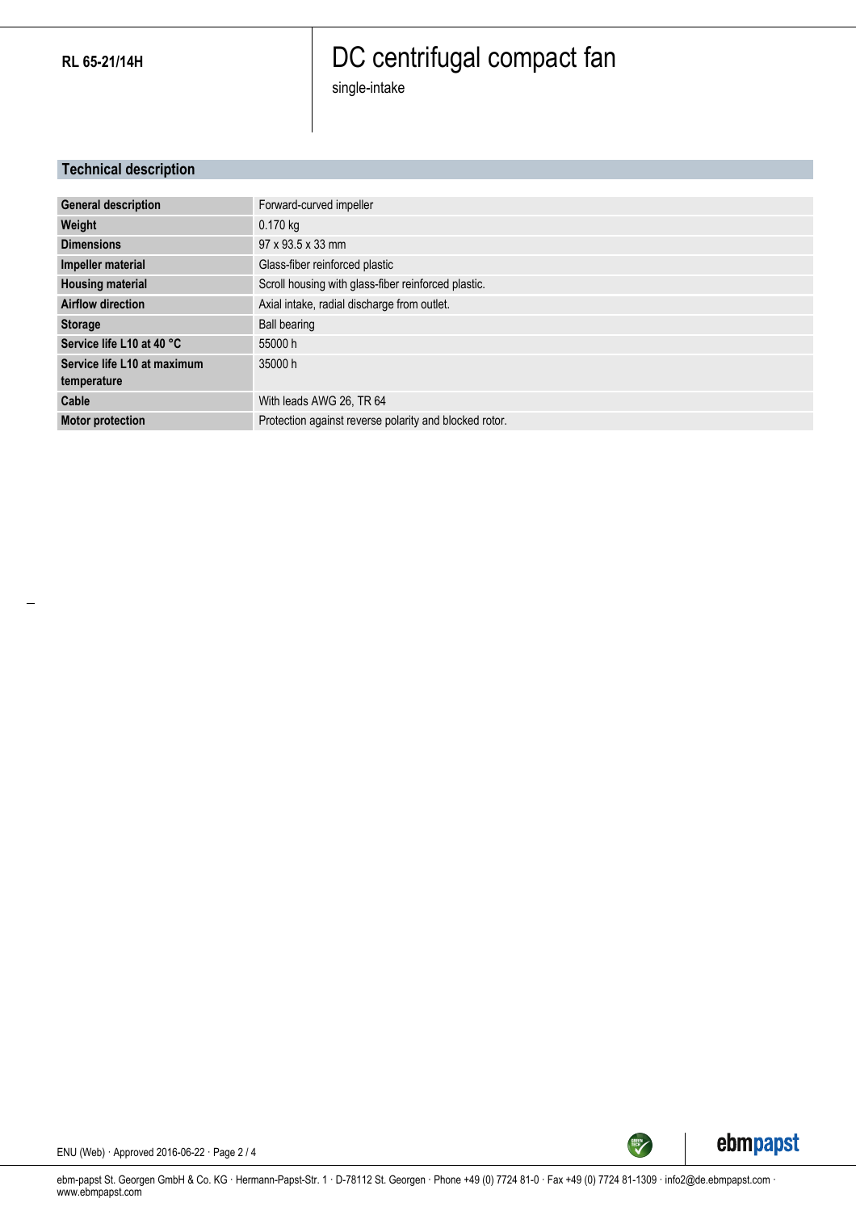## Technical description

| | |
|---|---|
| **General description** | Forward-curved impeller |
| **Weight** | 0.170 kg |
| **Dimensions** | 97 x 93.5 x 33 mm |
| **Impeller material** | Glass-fiber reinforced plastic |
| **Housing material** | Scroll housing with glass-fiber reinforced plastic. |
| **Airflow direction** | Axial intake, radial discharge from outlet. |
| **Storage** | Ball bearing |
| **Service life L10 at 40 °C** | 55000 h |
| **Service life L10 at maximum temperature** | 35000 h |
| **Cable** | With leads AWG 26, TR 64 |
| **Motor protection** | Protection against reverse polarity and blocked rotor. |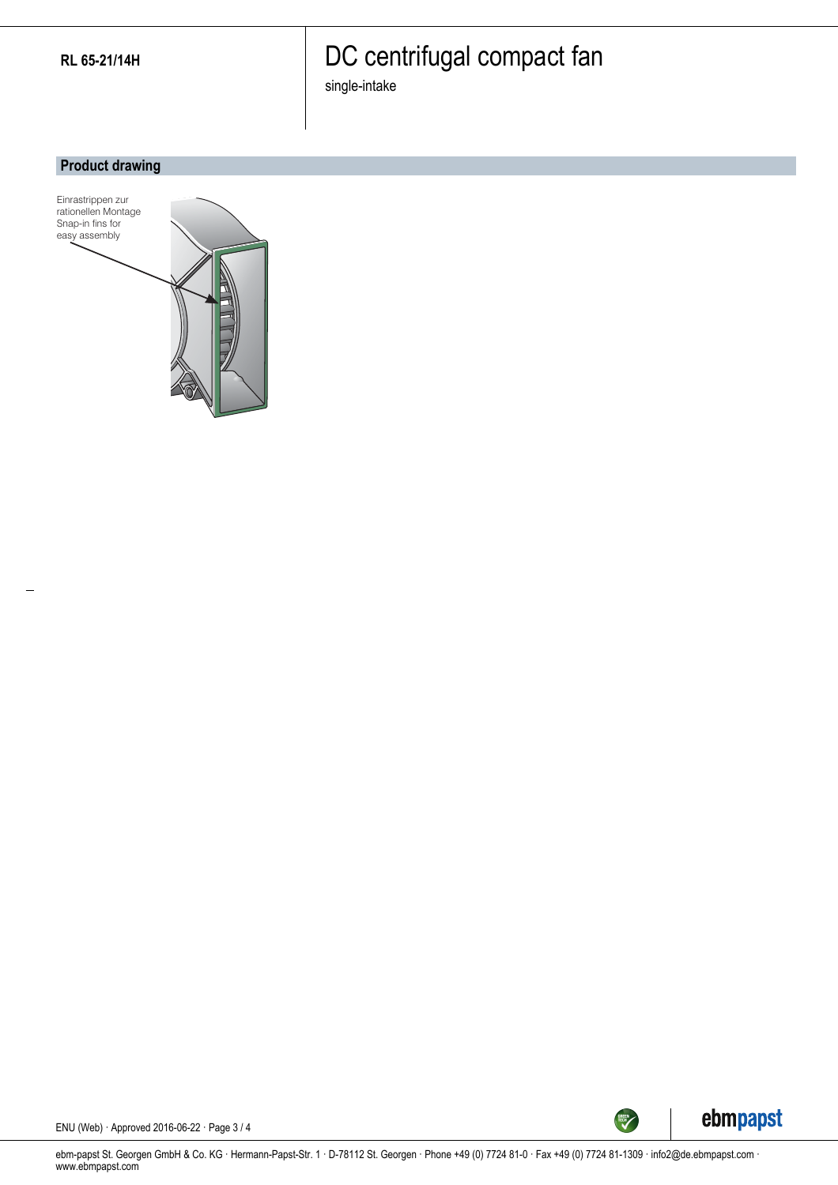## Product drawing

Einrastrippen zur rationellen Montage
Snap-in fins for easy assembly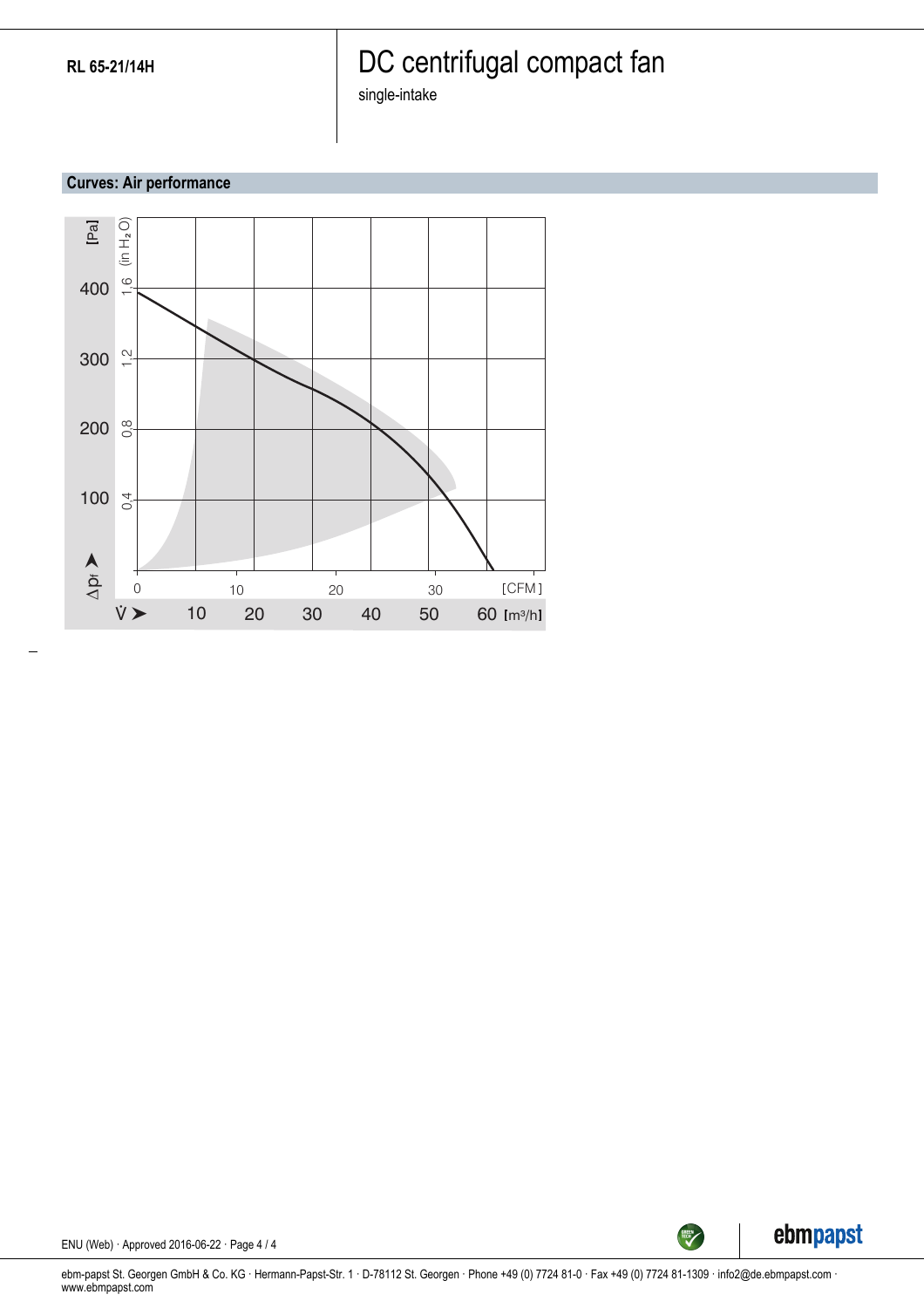RL 65-21/14H

# DC centrifugal compact fan

single-intake

## Curves: Air performance

[Pa]
(in $H_2O$)
400 1,6
300 1,2
200 0,8
100 0,4
$\Delta p_f$
0 10 20 30 [CFM]
$\dot{V}$ 10 20 30 40 50 60 [m³/h]

ENU (Web) · Approved 2016-06-22 · Page 4 / 4

ebm-papst St. Georgen GmbH & Co. KG · Hermann-Papst-Str. 1 · D-78112 St. Georgen · Phone +49 (0) 7724 81-0 · Fax +49 (0) 7724 81-1309 · info2@de.ebmpapst.com · www.ebmpapst.com